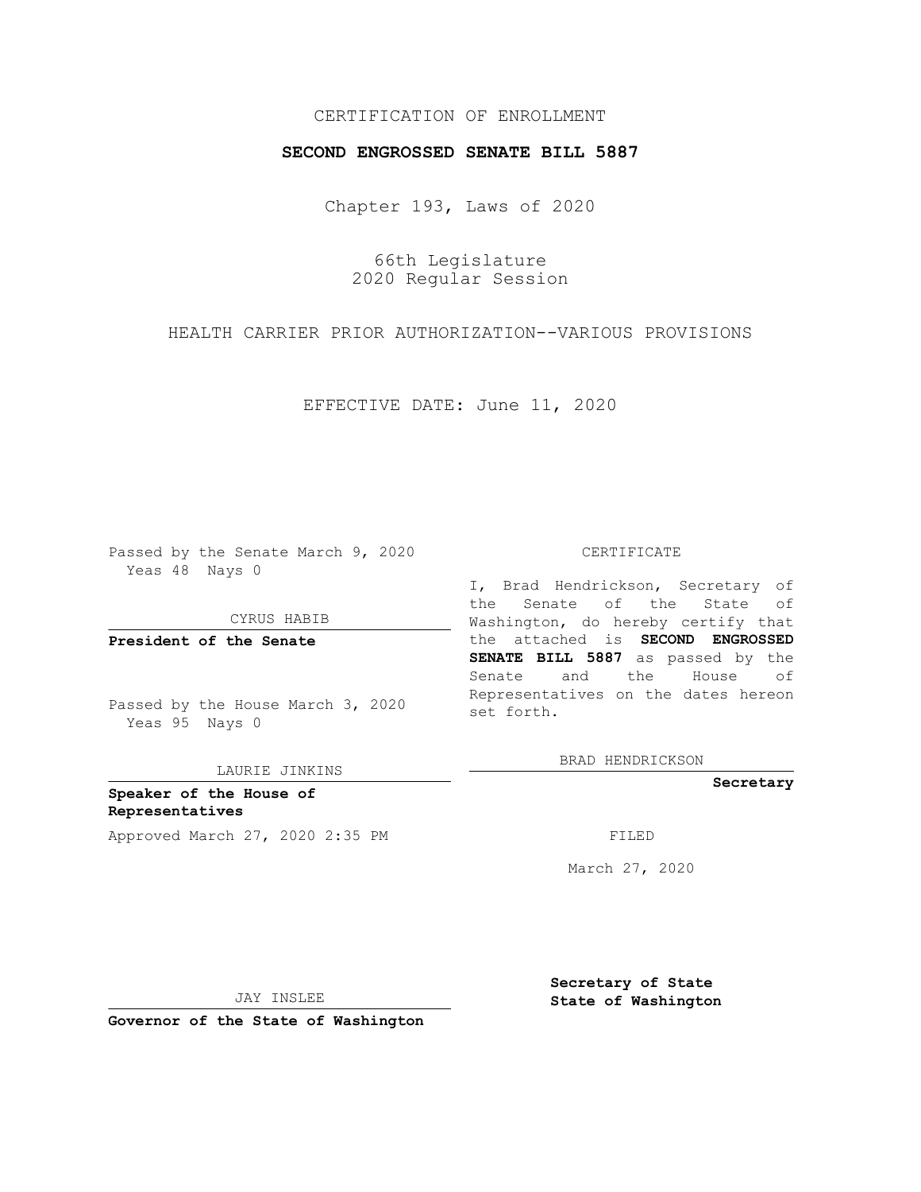CERTIFICATION OF ENROLLMENT

**SECOND ENGROSSED SENATE BILL 5887**

Chapter 193, Laws of 2020

66th Legislature
2020 Regular Session

HEALTH CARRIER PRIOR AUTHORIZATION--VARIOUS PROVISIONS

EFFECTIVE DATE: June 11, 2020

Passed by the Senate March 9, 2020
Yeas 48 Nays 0

CYRUS HABIB

**President of the Senate**

Passed by the House March 3, 2020
Yeas 95 Nays 0

LAURIE JINKINS

**Speaker of the House of Representatives**

Approved March 27, 2020 2:35 PM

JAY INSLEE

**Governor of the State of Washington**

CERTIFICATE

I, Brad Hendrickson, Secretary of the Senate of the State of Washington, do hereby certify that the attached is **SECOND ENGROSSED SENATE BILL 5887** as passed by the Senate and the House of Representatives on the dates hereon set forth.

BRAD HENDRICKSON

**Secretary**

FILED

March 27, 2020

**Secretary of State**
**State of Washington**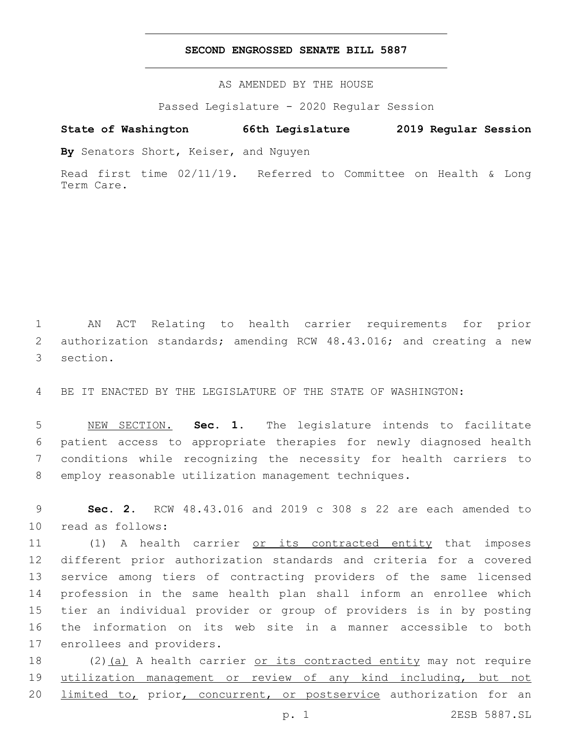**SECOND ENGROSSED SENATE BILL 5887**

AS AMENDED BY THE HOUSE

Passed Legislature - 2020 Regular Session

**State of Washington 66th Legislature 2019 Regular Session**

**By** Senators Short, Keiser, and Nguyen

Read first time 02/11/19. Referred to Committee on Health & Long Term Care.

AN ACT Relating to health carrier requirements for prior authorization standards; amending RCW 48.43.016; and creating a new section.

BE IT ENACTED BY THE LEGISLATURE OF THE STATE OF WASHINGTON:

NEW SECTION. **Sec. 1.** The legislature intends to facilitate patient access to appropriate therapies for newly diagnosed health conditions while recognizing the necessity for health carriers to employ reasonable utilization management techniques.

**Sec. 2.** RCW 48.43.016 and 2019 c 308 s 22 are each amended to read as follows:

(1) A health carrier or its contracted entity that imposes different prior authorization standards and criteria for a covered service among tiers of contracting providers of the same licensed profession in the same health plan shall inform an enrollee which tier an individual provider or group of providers is in by posting the information on its web site in a manner accessible to both enrollees and providers.

(2)(a) A health carrier or its contracted entity may not require utilization management or review of any kind including, but not limited to, prior, concurrent, or postservice authorization for an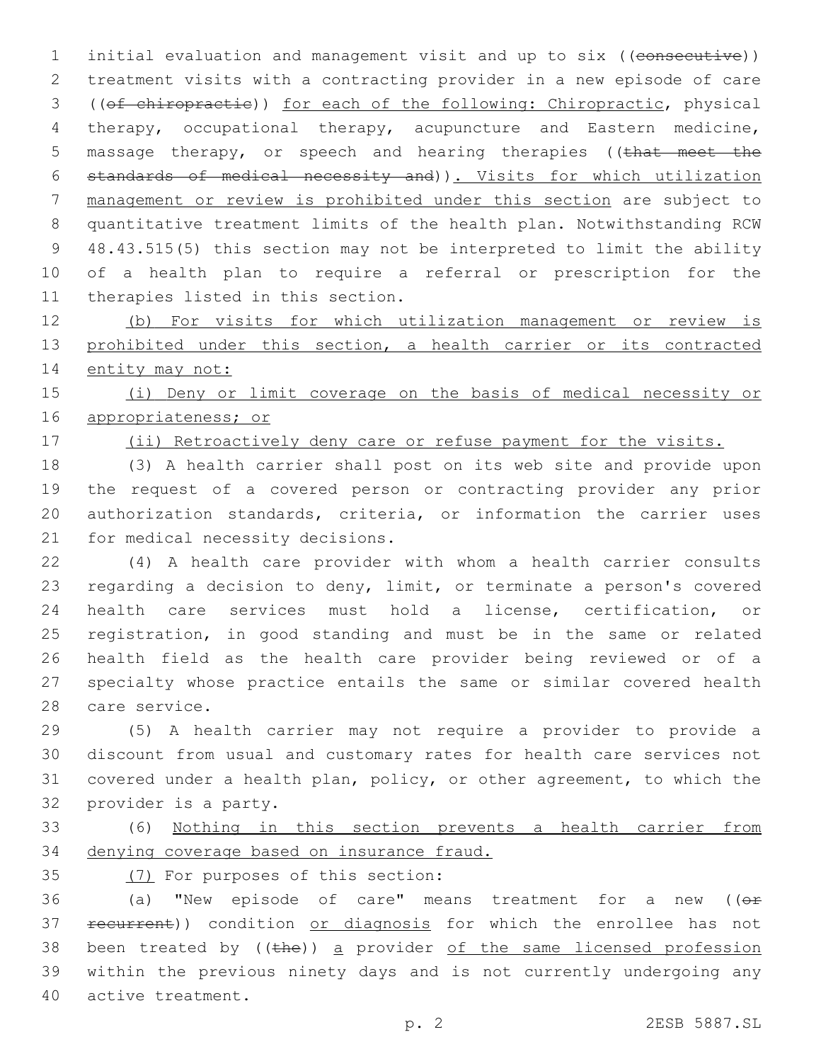initial evaluation and management visit and up to six ((~~consecutive~~)) treatment visits with a contracting provider in a new episode of care ((~~of chiropractic~~)) <u>for each of the following: Chiropractic</u>, physical therapy, occupational therapy, acupuncture and Eastern medicine, massage therapy, or speech and hearing therapies ((~~that meet the standards of medical necessity and~~))<u>. Visits for which utilization management or review is prohibited under this section</u> are subject to quantitative treatment limits of the health plan. Notwithstanding RCW 48.43.515(5) this section may not be interpreted to limit the ability of a health plan to require a referral or prescription for the therapies listed in this section.

<u>(b) For visits for which utilization management or review is prohibited under this section, a health carrier or its contracted entity may not:</u>

<u>(i) Deny or limit coverage on the basis of medical necessity or appropriateness; or</u>

<u>(ii) Retroactively deny care or refuse payment for the visits.</u>

(3) A health carrier shall post on its web site and provide upon the request of a covered person or contracting provider any prior authorization standards, criteria, or information the carrier uses for medical necessity decisions.

(4) A health care provider with whom a health carrier consults regarding a decision to deny, limit, or terminate a person's covered health care services must hold a license, certification, or registration, in good standing and must be in the same or related health field as the health care provider being reviewed or of a specialty whose practice entails the same or similar covered health care service.

(5) A health carrier may not require a provider to provide a discount from usual and customary rates for health care services not covered under a health plan, policy, or other agreement, to which the provider is a party.

(6) <u>Nothing in this section prevents a health carrier from denying coverage based on insurance fraud.</u>

<u>(7)</u> For purposes of this section:

(a) "New episode of care" means treatment for a new ((~~or recurrent~~)) condition <u>or diagnosis</u> for which the enrollee has not been treated by ((~~the~~)) <u>a</u> provider <u>of the same licensed profession</u> within the previous ninety days and is not currently undergoing any active treatment.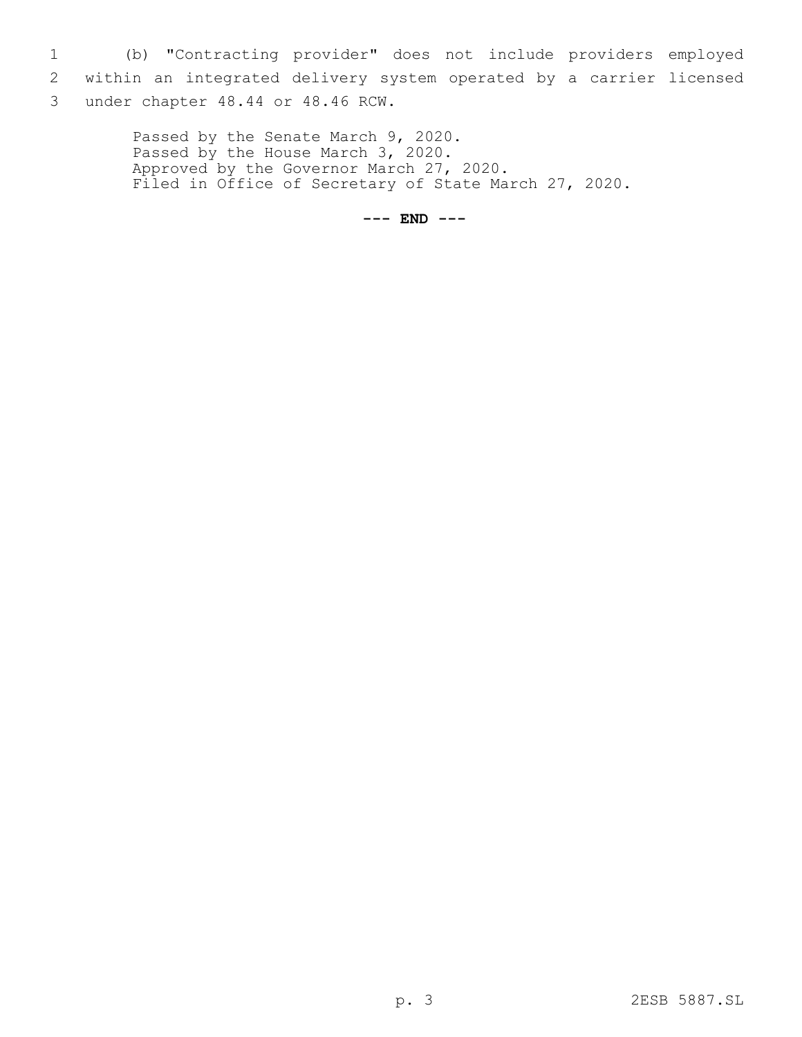(b) "Contracting provider" does not include providers employed within an integrated delivery system operated by a carrier licensed under chapter 48.44 or 48.46 RCW.

Passed by the Senate March 9, 2020.
Passed by the House March 3, 2020.
Approved by the Governor March 27, 2020.
Filed in Office of Secretary of State March 27, 2020.

**--- END ---**